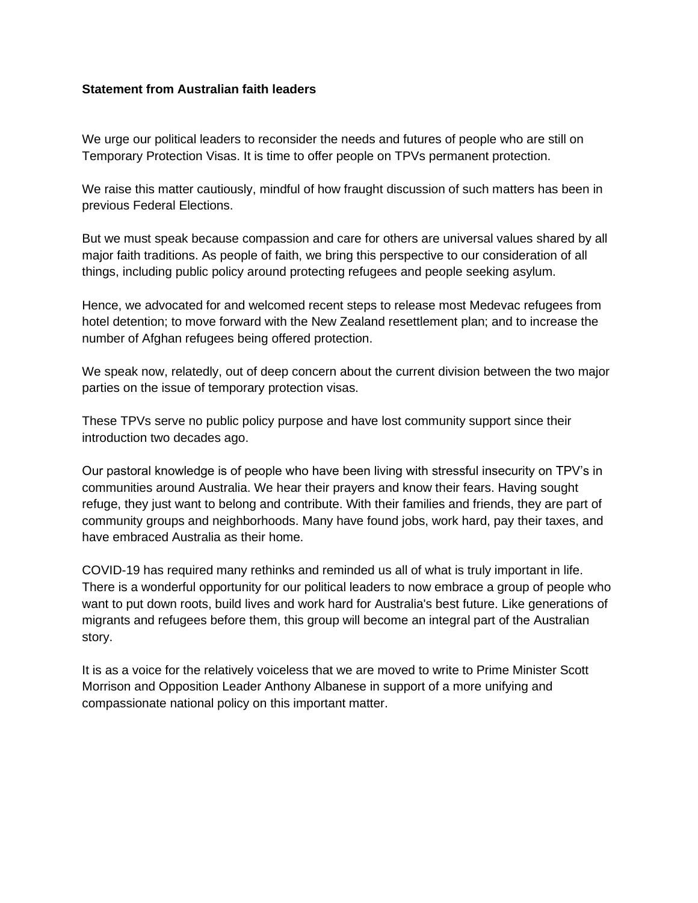**Statement from Australian faith leaders**

We urge our political leaders to reconsider the needs and futures of people who are still on Temporary Protection Visas. It is time to offer people on TPVs permanent protection.

We raise this matter cautiously, mindful of how fraught discussion of such matters has been in previous Federal Elections.

But we must speak because compassion and care for others are universal values shared by all major faith traditions. As people of faith, we bring this perspective to our consideration of all things, including public policy around protecting refugees and people seeking asylum.

Hence, we advocated for and welcomed recent steps to release most Medevac refugees from hotel detention; to move forward with the New Zealand resettlement plan; and to increase the number of Afghan refugees being offered protection.

We speak now, relatedly, out of deep concern about the current division between the two major parties on the issue of temporary protection visas.

These TPVs serve no public policy purpose and have lost community support since their introduction two decades ago.

Our pastoral knowledge is of people who have been living with stressful insecurity on TPV's in communities around Australia. We hear their prayers and know their fears. Having sought refuge, they just want to belong and contribute. With their families and friends, they are part of community groups and neighborhoods. Many have found jobs, work hard, pay their taxes, and have embraced Australia as their home.

COVID-19 has required many rethinks and reminded us all of what is truly important in life. There is a wonderful opportunity for our political leaders to now embrace a group of people who want to put down roots, build lives and work hard for Australia's best future. Like generations of migrants and refugees before them, this group will become an integral part of the Australian story.

It is as a voice for the relatively voiceless that we are moved to write to Prime Minister Scott Morrison and Opposition Leader Anthony Albanese in support of a more unifying and compassionate national policy on this important matter.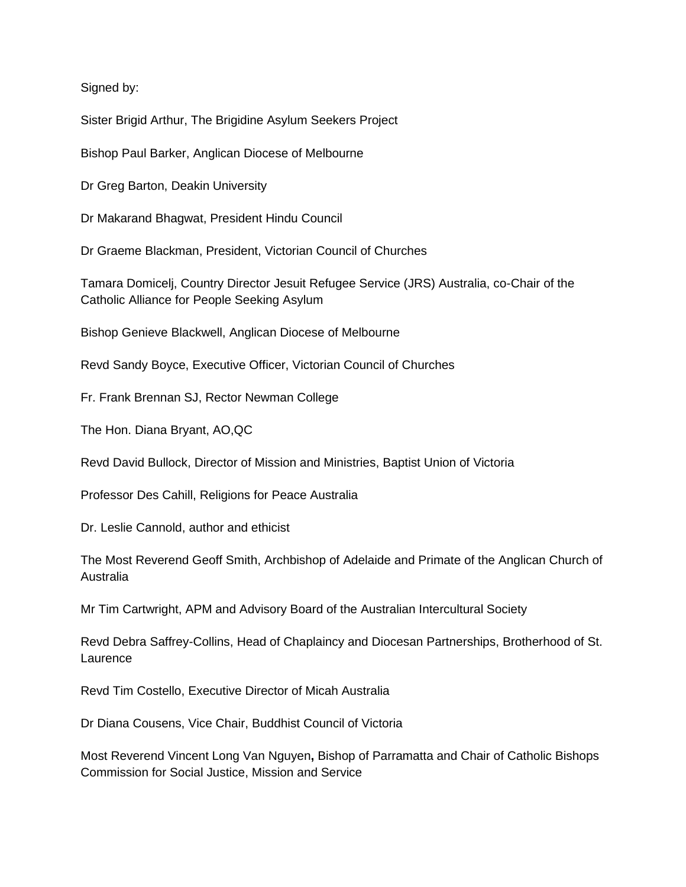Signed by:

Sister Brigid Arthur, The Brigidine Asylum Seekers Project

Bishop Paul Barker, Anglican Diocese of Melbourne

Dr Greg Barton, Deakin University

Dr Makarand Bhagwat, President Hindu Council

Dr Graeme Blackman, President, Victorian Council of Churches

Tamara Domicelj, Country Director Jesuit Refugee Service (JRS) Australia, co-Chair of the Catholic Alliance for People Seeking Asylum

Bishop Genieve Blackwell, Anglican Diocese of Melbourne

Revd Sandy Boyce, Executive Officer, Victorian Council of Churches

Fr. Frank Brennan SJ, Rector Newman College

The Hon. Diana Bryant, AO,QC

Revd David Bullock, Director of Mission and Ministries, Baptist Union of Victoria

Professor Des Cahill, Religions for Peace Australia

Dr. Leslie Cannold, author and ethicist

The Most Reverend Geoff Smith, Archbishop of Adelaide and Primate of the Anglican Church of Australia

Mr Tim Cartwright, APM and Advisory Board of the Australian Intercultural Society

Revd Debra Saffrey-Collins, Head of Chaplaincy and Diocesan Partnerships, Brotherhood of St. Laurence

Revd Tim Costello, Executive Director of Micah Australia

Dr Diana Cousens, Vice Chair, Buddhist Council of Victoria

Most Reverend Vincent Long Van Nguyen**,** Bishop of Parramatta and Chair of Catholic Bishops Commission for Social Justice, Mission and Service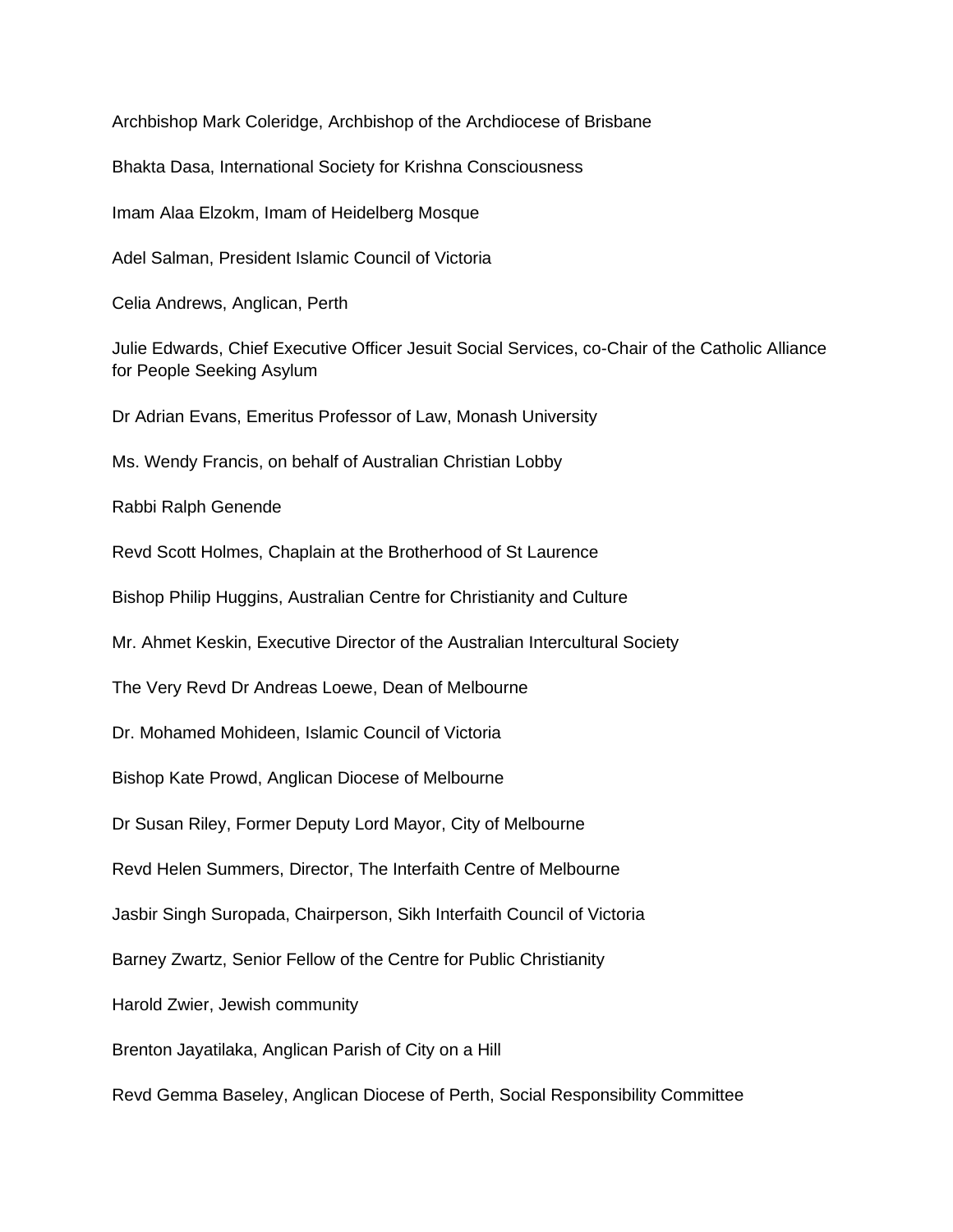Archbishop Mark Coleridge, Archbishop of the Archdiocese of Brisbane

Bhakta Dasa, International Society for Krishna Consciousness

Imam Alaa Elzokm, Imam of Heidelberg Mosque

Adel Salman, President Islamic Council of Victoria

Celia Andrews, Anglican, Perth

Julie Edwards, Chief Executive Officer Jesuit Social Services, co-Chair of the Catholic Alliance for People Seeking Asylum

Dr Adrian Evans, Emeritus Professor of Law, Monash University

Ms. Wendy Francis, on behalf of Australian Christian Lobby

Rabbi Ralph Genende

Revd Scott Holmes, Chaplain at the Brotherhood of St Laurence

Bishop Philip Huggins, Australian Centre for Christianity and Culture

Mr. Ahmet Keskin, Executive Director of the Australian Intercultural Society

The Very Revd Dr Andreas Loewe, Dean of Melbourne

Dr. Mohamed Mohideen, Islamic Council of Victoria

Bishop Kate Prowd, Anglican Diocese of Melbourne

Dr Susan Riley, Former Deputy Lord Mayor, City of Melbourne

Revd Helen Summers, Director, The Interfaith Centre of Melbourne

Jasbir Singh Suropada, Chairperson, Sikh Interfaith Council of Victoria

Barney Zwartz, Senior Fellow of the Centre for Public Christianity

Harold Zwier, Jewish community

Brenton Jayatilaka, Anglican Parish of City on a Hill

Revd Gemma Baseley, Anglican Diocese of Perth, Social Responsibility Committee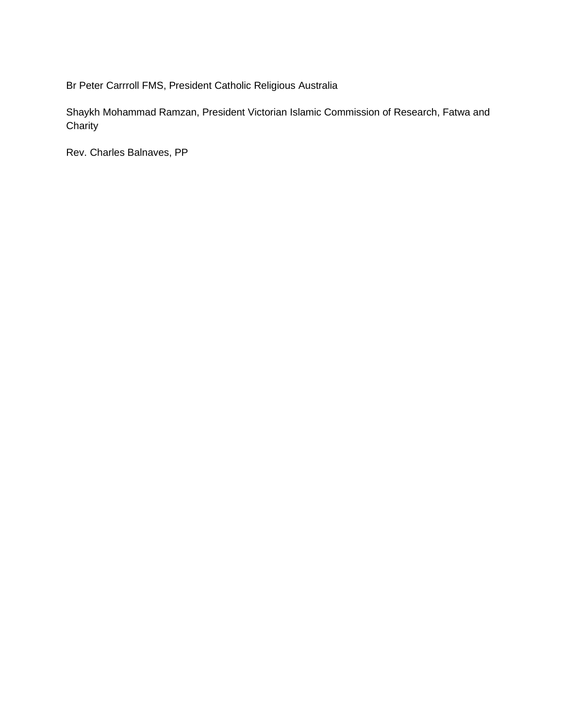Br Peter Carrroll FMS, President Catholic Religious Australia

Shaykh Mohammad Ramzan, President Victorian Islamic Commission of Research, Fatwa and Charity

Rev. Charles Balnaves, PP